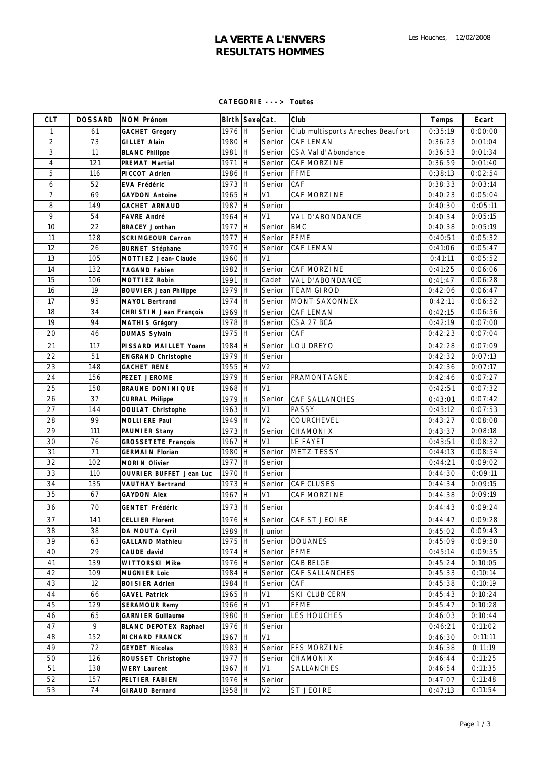# LA VERTE A L'ENVERS
## RESULTATS HOMMES

Les Houches, 12/02/2008

**CATEGORIE ---> Toutes**

| CLT | DOSSARD | NOM Prénom | Birth | Sexe | Cat. | Club | Temps | Ecart |
|---|---|---|---|---|---|---|---|---|
| 1 | 61 | GACHET Gregory | 1976 | H | Senior | Club multisports Areches Beaufort | 0:35:19 | 0:00:00 |
| 2 | 73 | GILLET Alain | 1980 | H | Senior | CAF LEMAN | 0:36:23 | 0:01:04 |
| 3 | 11 | BLANC Philippe | 1981 | H | Senior | CSA Val d'Abondance | 0:36:53 | 0:01:34 |
| 4 | 121 | PREMAT Martial | 1971 | H | Senior | CAF MORZINE | 0:36:59 | 0:01:40 |
| 5 | 116 | PICCOT Adrien | 1986 | H | Senior | FFME | 0:38:13 | 0:02:54 |
| 6 | 52 | EVA Frédéric | 1973 | H | Senior | CAF | 0:38:33 | 0:03:14 |
| 7 | 69 | GAYDON Antoine | 1965 | H | V1 | CAF MORZINE | 0:40:23 | 0:05:04 |
| 8 | 149 | GACHET ARNAUD | 1987 | H | Senior | | 0:40:30 | 0:05:11 |
| 9 | 54 | FAVRE André | 1964 | H | V1 | VAL D'ABONDANCE | 0:40:34 | 0:05:15 |
| 10 | 22 | BRACEY Jonthan | 1977 | H | Senior | BMC | 0:40:38 | 0:05:19 |
| 11 | 128 | SCRIMGEOUR Carron | 1977 | H | Senior | FFME | 0:40:51 | 0:05:32 |
| 12 | 26 | BURNET Stéphane | 1970 | H | Senior | CAF LEMAN | 0:41:06 | 0:05:47 |
| 13 | 105 | MOTTIEZ Jean-Claude | 1960 | H | V1 | | 0:41:11 | 0:05:52 |
| 14 | 132 | TAGAND Fabien | 1982 | H | Senior | CAF MORZINE | 0:41:25 | 0:06:06 |
| 15 | 106 | MOTTIEZ Robin | 1991 | H | Cadet | VAL D'ABONDANCE | 0:41:47 | 0:06:28 |
| 16 | 19 | BOUVIER Jean Philippe | 1979 | H | Senior | TEAM GIROD | 0:42:06 | 0:06:47 |
| 17 | 95 | MAYOL Bertrand | 1974 | H | Senior | MONT SAXONNEX | 0:42:11 | 0:06:52 |
| 18 | 34 | CHRISTIN Jean François | 1969 | H | Senior | CAF LEMAN | 0:42:15 | 0:06:56 |
| 19 | 94 | MATHIS Grégory | 1978 | H | Senior | CSA 27 BCA | 0:42:19 | 0:07:00 |
| 20 | 46 | DUMAS Sylvain | 1975 | H | Senior | CAF | 0:42:23 | 0:07:04 |
| 21 | 117 | PISSARD MAILLET Yoann | 1984 | H | Senior | LOU DREYO | 0:42:28 | 0:07:09 |
| 22 | 51 | ENGRAND Christophe | 1979 | H | Senior | | 0:42:32 | 0:07:13 |
| 23 | 148 | GACHET RENE | 1955 | H | V2 | | 0:42:36 | 0:07:17 |
| 24 | 156 | PEZET JEROME | 1979 | H | Senior | PRAMONTAGNE | 0:42:46 | 0:07:27 |
| 25 | 150 | BRAUNE DOMINIQUE | 1968 | H | V1 | | 0:42:51 | 0:07:32 |
| 26 | 37 | CURRAL Philippe | 1979 | H | Senior | CAF SALLANCHES | 0:43:01 | 0:07:42 |
| 27 | 144 | DOULAT Christophe | 1963 | H | V1 | PASSY | 0:43:12 | 0:07:53 |
| 28 | 99 | MOLLIERE Paul | 1949 | H | V2 | COURCHEVEL | 0:43:27 | 0:08:08 |
| 29 | 111 | PAUMIER Stany | 1973 | H | Senior | CHAMONIX | 0:43:37 | 0:08:18 |
| 30 | 76 | GROSSETETE François | 1967 | H | V1 | LE FAYET | 0:43:51 | 0:08:32 |
| 31 | 71 | GERMAIN Florian | 1980 | H | Senior | METZ TESSY | 0:44:13 | 0:08:54 |
| 32 | 102 | MORIN Olivier | 1977 | H | Senior | | 0:44:21 | 0:09:02 |
| 33 | 110 | OUVRIER BUFFET Jean Luc | 1970 | H | Senior | | 0:44:30 | 0:09:11 |
| 34 | 135 | VAUTHAY Bertrand | 1973 | H | Senior | CAF CLUSES | 0:44:34 | 0:09:15 |
| 35 | 67 | GAYDON Alex | 1967 | H | V1 | CAF MORZINE | 0:44:38 | 0:09:19 |
| 36 | 70 | GENTET Frédéric | 1973 | H | Senior | | 0:44:43 | 0:09:24 |
| 37 | 141 | CELLIER Florent | 1976 | H | Senior | CAF ST JEOIRE | 0:44:47 | 0:09:28 |
| 38 | 38 | DA MOUTA Cyril | 1989 | H | Junior | | 0:45:02 | 0:09:43 |
| 39 | 63 | GALLAND Mathieu | 1975 | H | Senior | DOUANES | 0:45:09 | 0:09:50 |
| 40 | 29 | CAUDE david | 1974 | H | Senior | FFME | 0:45:14 | 0:09:55 |
| 41 | 139 | WITTORSKI Mike | 1976 | H | Senior | CAB BELGE | 0:45:24 | 0:10:05 |
| 42 | 109 | MUGNIER Loic | 1984 | H | Senior | CAF SALLANCHES | 0:45:33 | 0:10:14 |
| 43 | 12 | BOISIER Adrien | 1984 | H | Senior | CAF | 0:45:38 | 0:10:19 |
| 44 | 66 | GAVEL Patrick | 1965 | H | V1 | SKI CLUB CERN | 0:45:43 | 0:10:24 |
| 45 | 129 | SERAMOUR Remy | 1966 | H | V1 | FFME | 0:45:47 | 0:10:28 |
| 46 | 65 | GARNIER Guillaume | 1980 | H | Senior | LES HOUCHES | 0:46:03 | 0:10:44 |
| 47 | 9 | BLANC DEPOTEX Raphael | 1976 | H | Senior | | 0:46:21 | 0:11:02 |
| 48 | 152 | RICHARD FRANCK | 1967 | H | V1 | | 0:46:30 | 0:11:11 |
| 49 | 72 | GEYDET Nicolas | 1983 | H | Senior | FFS MORZINE | 0:46:38 | 0:11:19 |
| 50 | 126 | ROUSSET Christophe | 1977 | H | Senior | CHAMONIX | 0:46:44 | 0:11:25 |
| 51 | 138 | WERY Laurent | 1967 | H | V1 | SALLANCHES | 0:46:54 | 0:11:35 |
| 52 | 157 | PELTIER FABIEN | 1976 | H | Senior | | 0:47:07 | 0:11:48 |
| 53 | 74 | GIRAUD Bernard | 1958 | H | V2 | ST JEOIRE | 0:47:13 | 0:11:54 |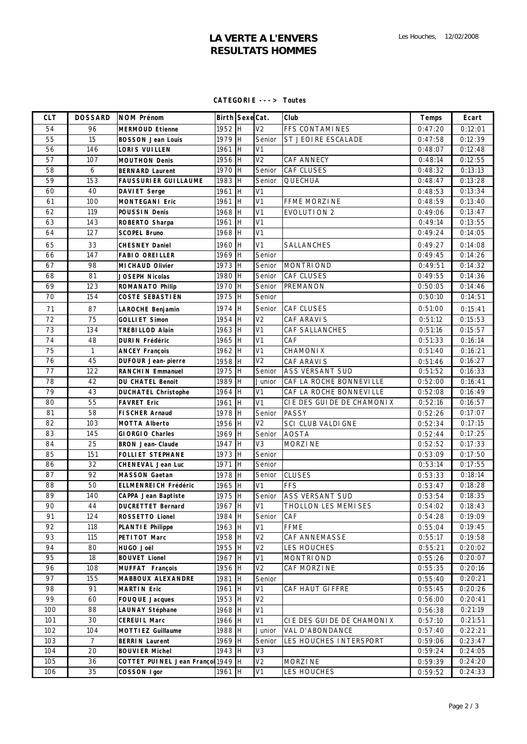# LA VERTE A L'ENVERS
# RESULTATS HOMMES

Les Houches, 12/02/2008

**CATEGORIE ---> Toutes**

| CLT | DOSSARD | NOM Prénom | Birth | Sexe | Cat. | Club | Temps | Ecart |
|---|---|---|---|---|---|---|---|---|
| 54 | 96 | MERMOUD Etienne | 1952 | H | V2 | FFS CONTAMINES | 0:47:20 | 0:12:01 |
| 55 | 15 | BOSSON Jean Louis | 1979 | H | Senior | ST JEOIRE ESCALADE | 0:47:58 | 0:12:39 |
| 56 | 146 | LORIS VUILLEN | 1961 | H | V1 | | 0:48:07 | 0:12:48 |
| 57 | 107 | MOUTHON Denis | 1956 | H | V2 | CAF ANNECY | 0:48:14 | 0:12:55 |
| 58 | 6 | BERNARD Laurent | 1970 | H | Senior | CAF CLUSES | 0:48:32 | 0:13:13 |
| 59 | 153 | FAUSSURIER GUILLAUME | 1983 | H | Senior | QUECHUA | 0:48:47 | 0:13:28 |
| 60 | 40 | DAVIET Serge | 1961 | H | V1 | | 0:48:53 | 0:13:34 |
| 61 | 100 | MONTEGANI Eric | 1961 | H | V1 | FFME MORZINE | 0:48:59 | 0:13:40 |
| 62 | 119 | POUSSIN Denis | 1968 | H | V1 | EVOLUTION 2 | 0:49:06 | 0:13:47 |
| 63 | 143 | ROBERTO Sharpa | 1961 | H | V1 | | 0:49:14 | 0:13:55 |
| 64 | 127 | SCOPEL Bruno | 1968 | H | V1 | | 0:49:24 | 0:14:05 |
| 65 | 33 | CHESNEY Daniel | 1960 | H | V1 | SALLANCHES | 0:49:27 | 0:14:08 |
| 66 | 147 | FABIO OREILLER | 1969 | H | Senior | | 0:49:45 | 0:14:26 |
| 67 | 98 | MICHAUD Olivier | 1973 | H | Senior | MONTRIOND | 0:49:51 | 0:14:32 |
| 68 | 81 | JOSEPH Nicolas | 1980 | H | Senior | CAF CLUSES | 0:49:55 | 0:14:36 |
| 69 | 123 | ROMANATO Philip | 1970 | H | Senior | PREMANON | 0:50:05 | 0:14:46 |
| 70 | 154 | COSTE SEBASTIEN | 1975 | H | Senior | | 0:50:10 | 0:14:51 |
| 71 | 87 | LAROCHE Benjamin | 1974 | H | Senior | CAF CLUSES | 0:51:00 | 0:15:41 |
| 72 | 75 | GOLLIET Simon | 1954 | H | V2 | CAF ARAVIS | 0:51:12 | 0:15:53 |
| 73 | 134 | TREBILLOD Alain | 1963 | H | V1 | CAF SALLANCHES | 0:51:16 | 0:15:57 |
| 74 | 48 | DURIN Frédéric | 1965 | H | V1 | CAF | 0:51:33 | 0:16:14 |
| 75 | 1 | ANCEY François | 1962 | H | V1 | CHAMONIX | 0:51:40 | 0:16:21 |
| 76 | 45 | DUFOUR Jean-pierre | 1958 | H | V2 | CAF ARAVIS | 0:51:46 | 0:16:27 |
| 77 | 122 | RANCHIN Emmanuel | 1975 | H | Senior | ASS VERSANT SUD | 0:51:52 | 0:16:33 |
| 78 | 42 | DU CHATEL Benoit | 1989 | H | Junior | CAF LA ROCHE BONNEVILLE | 0:52:00 | 0:16:41 |
| 79 | 43 | DUCHATEL Christophe | 1964 | H | V1 | CAF LA ROCHE BONNEVILLE | 0:52:08 | 0:16:49 |
| 80 | 55 | FAVRET Eric | 1961 | H | V1 | CIE DES GUIDE DE CHAMONIX | 0:52:16 | 0:16:57 |
| 81 | 58 | FISCHER Arnaud | 1978 | H | Senior | PASSY | 0:52:26 | 0:17:07 |
| 82 | 103 | MOTTA Alberto | 1956 | H | V2 | SCI CLUB VALDIGNE | 0:52:34 | 0:17:15 |
| 83 | 145 | GIORGIO Charles | 1969 | H | Senior | AOSTA | 0:52:44 | 0:17:25 |
| 84 | 25 | BRON Jean-Claude | 1947 | H | V3 | MORZINE | 0:52:52 | 0:17:33 |
| 85 | 151 | FOLLIET STEPHANE | 1973 | H | Senior | | 0:53:09 | 0:17:50 |
| 86 | 32 | CHENEVAL Jean Luc | 1971 | H | Senior | | 0:53:14 | 0:17:55 |
| 87 | 92 | MASSON Gaetan | 1978 | H | Senior | CLUSES | 0:53:33 | 0:18:14 |
| 88 | 50 | ELLMENREICH Frédéric | 1965 | H | V1 | FFS | 0:53:47 | 0:18:28 |
| 89 | 140 | CAPPA Jean Baptiste | 1975 | H | Senior | ASS VERSANT SUD | 0:53:54 | 0:18:35 |
| 90 | 44 | DUCRETTET Bernard | 1967 | H | V1 | THOLLON LES MEMISES | 0:54:02 | 0:18:43 |
| 91 | 124 | ROSSETTO Lionel | 1984 | H | Senior | CAF | 0:54:28 | 0:19:09 |
| 92 | 118 | PLANTIE Philippe | 1963 | H | V1 | FFME | 0:55:04 | 0:19:45 |
| 93 | 115 | PETITOT Marc | 1958 | H | V2 | CAF ANNEMASSE | 0:55:17 | 0:19:58 |
| 94 | 80 | HUGO Joël | 1955 | H | V2 | LES HOUCHES | 0:55:21 | 0:20:02 |
| 95 | 18 | BOUVET Lionel | 1967 | H | V1 | MONTRIOND | 0:55:26 | 0:20:07 |
| 96 | 108 | MUFFAT François | 1956 | H | V2 | CAF MORZINE | 0:55:35 | 0:20:16 |
| 97 | 155 | MABBOUX ALEXANDRE | 1981 | H | Senior | | 0:55:40 | 0:20:21 |
| 98 | 91 | MARTIN Eric | 1961 | H | V1 | CAF HAUT GIFFRE | 0:55:45 | 0:20:26 |
| 99 | 60 | FOUQUE Jacques | 1953 | H | V2 | | 0:56:00 | 0:20:41 |
| 100 | 88 | LAUNAY Stéphane | 1968 | H | V1 | | 0:56:38 | 0:21:19 |
| 101 | 30 | CEREUIL Marc | 1966 | H | V1 | CIE DES GUIDE DE CHAMONIX | 0:57:10 | 0:21:51 |
| 102 | 104 | MOTTIEZ Guillaume | 1988 | H | Junior | VAL D'ABONDANCE | 0:57:40 | 0:22:21 |
| 103 | 7 | BERRIN Laurent | 1969 | H | Senior | LES HOUCHES INTERSPORT | 0:59:06 | 0:23:47 |
| 104 | 20 | BOUVIER Michel | 1943 | H | V3 | | 0:59:24 | 0:24:05 |
| 105 | 36 | COTTET PUINEL Jean Françoi | 1949 | H | V2 | MORZINE | 0:59:39 | 0:24:20 |
| 106 | 35 | COSSON Igor | 1961 | H | V1 | LES HOUCHES | 0:59:52 | 0:24:33 |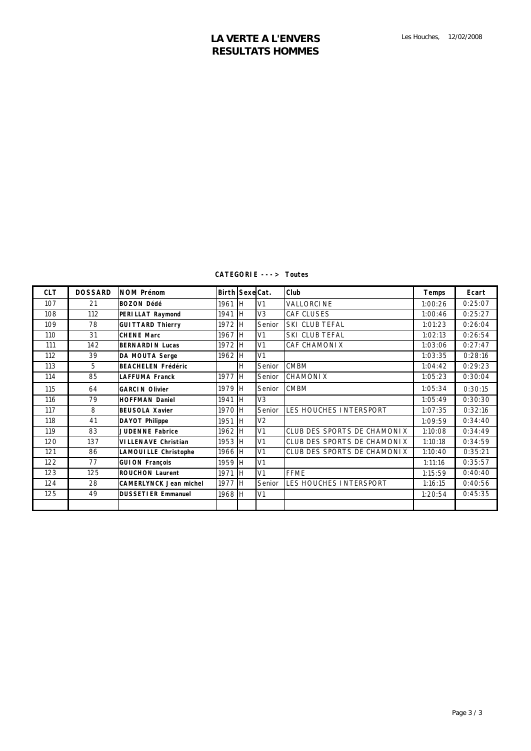# LA VERTE A L'ENVERS
## RESULTATS HOMMES

Les Houches, 12/02/2008

**CATEGORIE ---> Toutes**

| CLT | DOSSARD | NOM Prénom | Birth | Sexe | Cat. | Club | Temps | Ecart |
|---|---|---|---|---|---|---|---|---|
| 107 | 21 | **BOZON Dédé** | 1961 | H | V1 | VALLORCINE | 1:00:26 | 0:25:07 |
| 108 | 112 | **PERILLAT Raymond** | 1941 | H | V3 | CAF CLUSES | 1:00:46 | 0:25:27 |
| 109 | 78 | **GUITTARD Thierry** | 1972 | H | Senior | SKI CLUB TEFAL | 1:01:23 | 0:26:04 |
| 110 | 31 | **CHENE Marc** | 1967 | H | V1 | SKI CLUB TEFAL | 1:02:13 | 0:26:54 |
| 111 | 142 | **BERNARDIN Lucas** | 1972 | H | V1 | CAF CHAMONIX | 1:03:06 | 0:27:47 |
| 112 | 39 | **DA MOUTA Serge** | 1962 | H | V1 | | 1:03:35 | 0:28:16 |
| 113 | 5 | **BEACHELEN Frédéric** | | H | Senior | CMBM | 1:04:42 | 0:29:23 |
| 114 | 85 | **LAFFUMA Franck** | 1977 | H | Senior | CHAMONIX | 1:05:23 | 0:30:04 |
| 115 | 64 | **GARCIN Olivier** | 1979 | H | Senior | CMBM | 1:05:34 | 0:30:15 |
| 116 | 79 | **HOFFMAN Daniel** | 1941 | H | V3 | | 1:05:49 | 0:30:30 |
| 117 | 8 | **BEUSOLA Xavier** | 1970 | H | Senior | LES HOUCHES INTERSPORT | 1:07:35 | 0:32:16 |
| 118 | 41 | **DAYOT Philippe** | 1951 | H | V2 | | 1:09:59 | 0:34:40 |
| 119 | 83 | **JUDENNE Fabrice** | 1962 | H | V1 | CLUB DES SPORTS DE CHAMONIX | 1:10:08 | 0:34:49 |
| 120 | 137 | **VILLENAVE Christian** | 1953 | H | V1 | CLUB DES SPORTS DE CHAMONIX | 1:10:18 | 0:34:59 |
| 121 | 86 | **LAMOUILLE Christophe** | 1966 | H | V1 | CLUB DES SPORTS DE CHAMONIX | 1:10:40 | 0:35:21 |
| 122 | 77 | **GUION François** | 1959 | H | V1 | | 1:11:16 | 0:35:57 |
| 123 | 125 | **ROUCHON Laurent** | 1971 | H | V1 | FFME | 1:15:59 | 0:40:40 |
| 124 | 28 | **CAMERLYNCK Jean michel** | 1977 | H | Senior | LES HOUCHES INTERSPORT | 1:16:15 | 0:40:56 |
| 125 | 49 | **DUSSETIER Emmanuel** | 1968 | H | V1 | | 1:20:54 | 0:45:35 |
| | | | | | | | | |